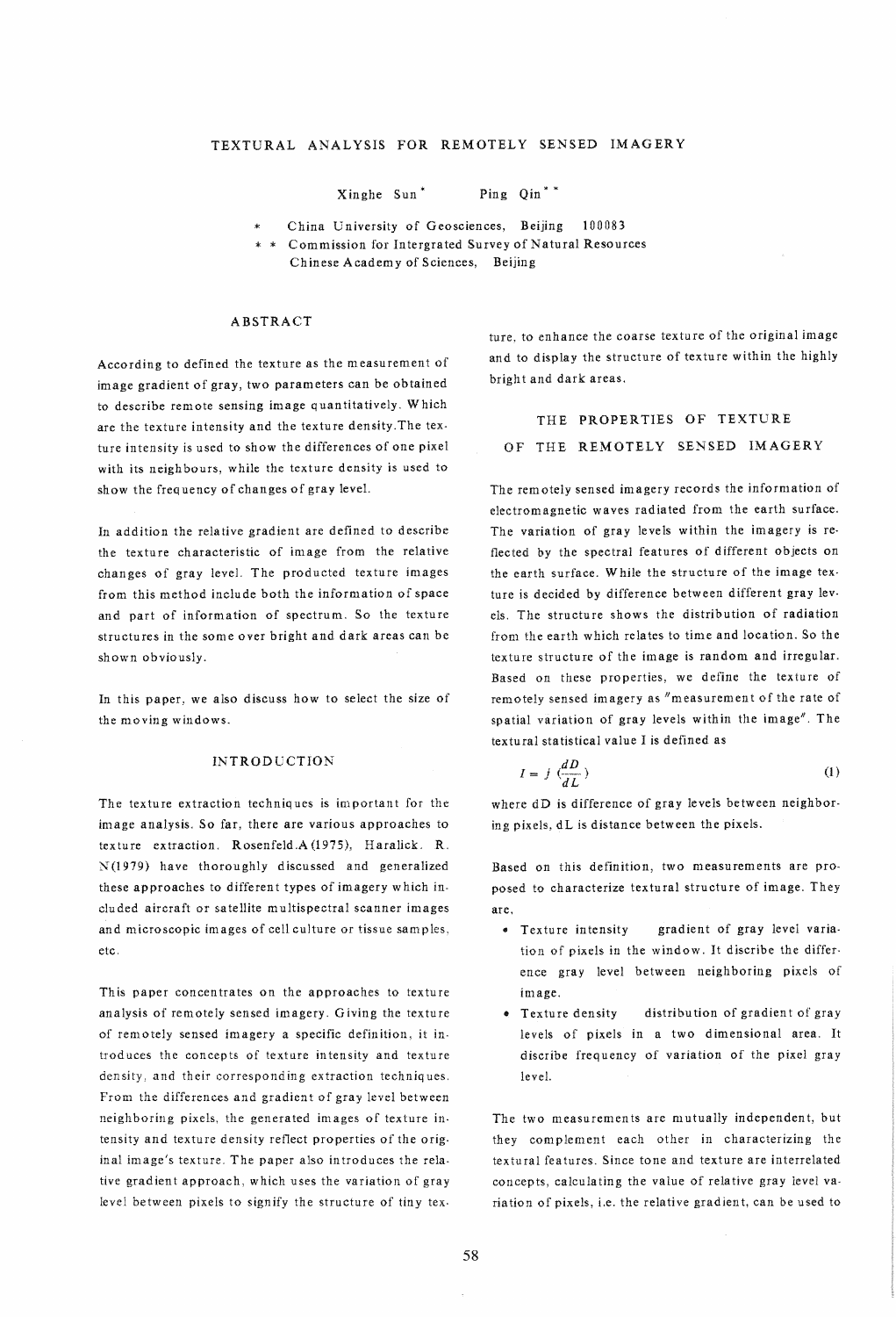# TEXTURAL ANALYSIS FOR REMOTELY SENSED IMAGERY

Xinghe Sun * Ping Qin * *

\* China University of Geosciences, Beijing 100083

\* \* Commission for Intergrated Survey of Natural Resources Chinese Academy of Sciences, Beijing

## ABSTRACT

According to defined the texture as the measurement of image gradient of gray, two parameters can be obtained to describe remote sensing image quantitatively. Which are the texture intensity and the texture density. The texture intensity is used to show the differences of one pixel with its neighbours, while the texture density is used to show the frequency of changes of gray level.

In addition the relative gradient are defined to describe the texture characteristic of image from the relative changes of gray level. The producted texture images from this method include both the information of space and part of information of spectrum. So the texture structures in the some over bright and dark areas can be shown obviously.

In this paper, we also discuss how to select the size of the moving windows.

## INTRODUCTION

The texture extraction techniques is important for the image analysis. So far, there are various approaches to texture extraction. Rosenfeld.A (1975), Haralick. R. N(1979) have thoroughly discussed and generalized these approaches to different types of imagery which included aircraft or satellite multispectral scanner images and microscopic images of cell culture or tissue samples, etc.

This paper concentrates on the approaches to texture analysis of remotely sensed imagery. Giving the texture of remotely sensed imagery a specific definition, it introduces the concepts of texture intensity and texture density, and their corresponding extraction techniques. From the differences and gradient of gray level between neighboring pixels, the generated images of texture intensity and texture density reflect properties of the original image's texture. The paper also introduces the relative gradient approach, which uses the variation of gray level between pixels to signify the structure of tiny texture, to enhance the coarse texture of the original image and to display the structure of texture within the highly bright and dark areas.

## THE PROPERTIES OF TEXTURE OF THE REMOTELY SENSED IMAGERY

The remotely sensed imagery records the information of electromagnetic waves radiated from the earth surface. The variation of gray levels within the imagery is reflected by the spectral features of different objects on the earth surface. While the structure of the image texture is decided by difference between different gray levels. The structure shows the distribution of radiation from the earth which relates to time and location. So the texture structure of the image is random and irregular. Based on these properties, we define the texture of remotely sensed imagery as "measurement of the rate of spatial variation of gray levels within the image". The textural statistical value I is defined as

$$I = j\left(\frac{dD}{dL}\right) \tag{1}$$

where dD is difference of gray levels between neighboring pixels, dL is distance between the pixels.

Based on this definition, two measurements are proposed to characterize textural structure of image. They are,

- Texture intensity gradient of gray level variation of pixels in the window. It discribe the difference gray level between neighboring pixels of image.
- Texture density distribution of gradient of gray levels of pixels in a two dimensional area. It discribe frequency of variation of the pixel gray level.

The two measurements are mutually independent, but they complement each other in characterizing the textural features. Since tone and texture are interrelated concepts, calculating the value of relative gray level variation of pixels, i.e. the relative gradient, can be used to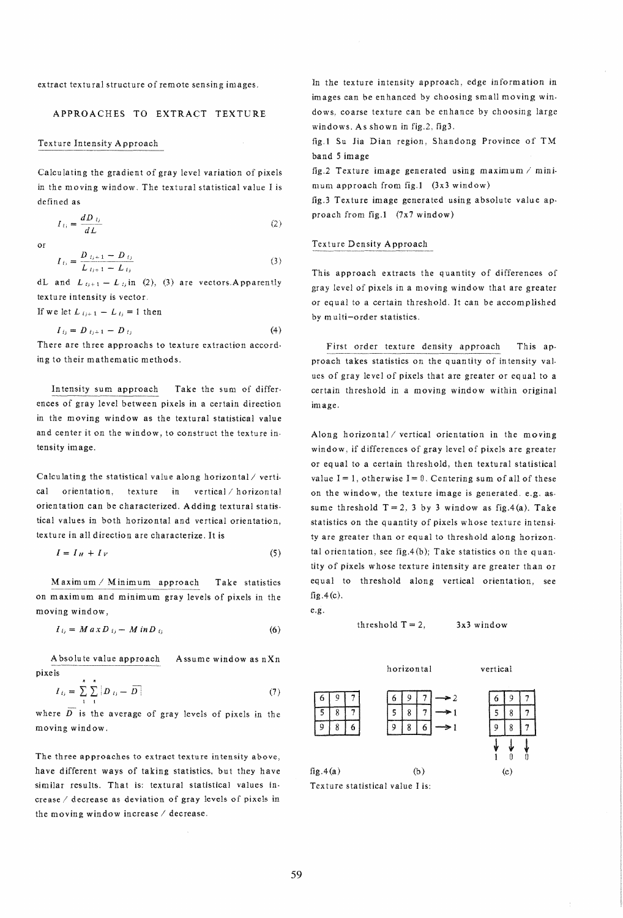extract textural structure of remote sensing images.

## APPROACHES TO EXTRACT TEXTURE

### Texture Intensity Approach

Calculating the gradient of gray level variation of pixels in the moving window. The textural statistical value I is defined as

$$I_{ij} = \frac{dD_{ij}}{dL} \tag{2}$$

or

$$I_{ij} = \frac{D_{ij+1} - D_{ij}}{L_{ij+1} - L_{ij}} \tag{3}$$

dL and $L_{ij+1} - L_{ij}$ in (2), (3) are vectors. Apparently texture intensity is vector.

If we let $L_{ij+1} - L_{ij} = 1$ then

$$I_{ij} = D_{ij+1} - D_{ij} \tag{4}$$

There are three approachs to texture extraction according to their mathematic methods.

Intensity sum approach  Take the sum of differences of gray level between pixels in a certain direction in the moving window as the textural statistical value and center it on the window, to construct the texture intensity image.

Calculating the statistical value along horizontal / vertical orientation, texture in vertical / horizontal orientation can be characterized. Adding textural statistical values in both horizontal and vertical orientation, texture in all direction are characterize. It is

$$I = I_H + I_V \tag{5}$$

Maximum / Minimum approach  Take statistics on maximum and minimum gray levels of pixels in the moving window,

$$I_{ij} = MaxD_{ij} - MinD_{ij} \tag{6}$$

Absolute value approach  Assume window as nXn pixels

$$I_{ij} = \sum_{1}^{n}\sum_{1}^{n}|D_{ij} - \overline{D}| \tag{7}$$

where $\overline{D}$ is the average of gray levels of pixels in the moving window.

The three approaches to extract texture intensity above, have different ways of taking statistics, but they have similar results. That is: textural statistical values increase / decrease as deviation of gray levels of pixels in the moving window increase / decrease.

In the texture intensity approach, edge information in images can be enhanced by choosing small moving windows, coarse texture can be enhance by choosing large windows. As shown in fig.2, fig3.

fig.1 Su Jia Dian region, Shandong Province of TM band 5 image

fig.2 Texture image generated using maximum / minimum approach from fig.1 (3x3 window)

fig.3 Texture image generated using absolute value approach from fig.1 (7x7 window)

### Texture Density Approach

This approach extracts the quantity of differences of gray level of pixels in a moving window that are greater or equal to a certain threshold. It can be accomplished by multi-order statistics.

First order texture density approach  This approach takes statistics on the quantity of intensity values of gray level of pixels that are greater or equal to a certain threshold in a moving window within original image.

Along horizontal / vertical orientation in the moving window, if differences of gray level of pixels are greater or equal to a certain threshold, then textural statistical value I = 1, otherwise I = 0. Centering sum of all of these on the window, the texture image is generated. e.g. assume threshold T = 2, 3 by 3 window as fig.4(a). Take statistics on the quantity of pixels whose texture intensity are greater than or equal to threshold along horizontal orientation, see fig.4(b); Take statistics on the quantity of pixels whose texture intensity are greater than or equal to threshold along vertical orientation, see fig.4(c).

e.g.

threshold T = 2,  3x3 window

fig.4(a)

| | | |
|---|---|---|
| 6 | 9 | 7 |
| 5 | 8 | 7 |
| 9 | 8 | 6 |

(b) horizontal

| | | | |
|---|---|---|---|
| 6 | 9 | 7 | → 2 |
| 5 | 8 | 7 | → 1 |
| 9 | 8 | 6 | → 1 |

(c) vertical

| | | |
|---|---|---|
| 6 | 9 | 7 |
| 5 | 8 | 7 |
| 9 | 8 | 7 |
| ↓ | ↓ | ↓ |
| 1 | 0 | 0 |

Texture statistical value I is: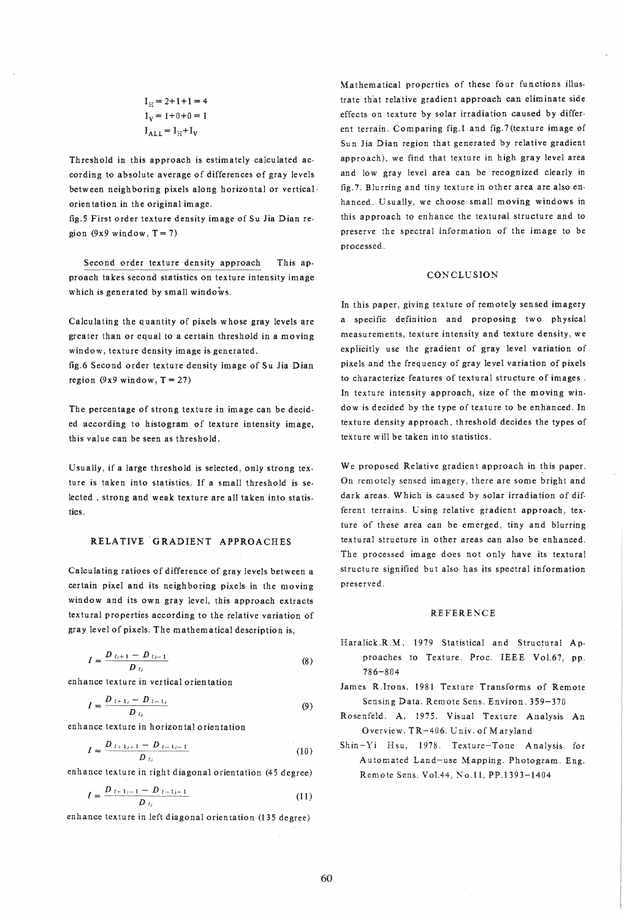$$I_H = 2+1+1 = 4$$
$$I_V = 1+0+0 = 1$$
$$I_{ALL} = I_H + I_V$$

Threshold in this approach is estimately calculated according to absolute average of differences of gray levels between neighboring pixels along horizontal or vertical orientation in the original image.

fig.5 First order texture density image of Su Jia Dian region (9x9 window, T = 7)

Second order texture density approach This approach takes second statistics on texture intensity image which is generated by small windows.

Calculating the quantity of pixels whose gray levels are greater than or equal to a certain threshold in a moving window, texture density image is generated.

fig.6 Second order texture density image of Su Jia Dian region (9x9 window, T = 27)

The percentage of strong texture in image can be decided according to histogram of texture intensity image, this value can be seen as threshold.

Usually, if a large threshold is selected, only strong texture is taken into statistics. If a small threshold is selected , strong and weak texture are all taken into statistics.

## RELATIVE GRADIENT APPROACHES

Calculating ratioes of difference of gray levels between a certain pixel and its neighboring pixels in the moving window and its own gray level, this approach extracts textural properties according to the relative variation of gray level of pixels. The mathematical description is,

$$I = \frac{D_{i,j+1} - D_{i,j-1}}{D_{ij}} \tag{8}$$

enhance texture in vertical orientation

$$I = \frac{D_{i+1,j} - D_{i-1,j}}{D_{ij}} \tag{9}$$

enhance texture in horizontal orientation

$$I = \frac{D_{i+1,j+1} - D_{i-1,j-1}}{D_{ij}} \tag{10}$$

enhance texture in right diagonal orientation (45 degree)

$$I = \frac{D_{i+1,j-1} - D_{i-1,j+1}}{D_{ij}} \tag{11}$$

enhance texture in left diagonal orientation (135 degree)

Mathematical properties of these four functions illustrate that relative gradient approach can eliminate side effects on texture by solar irradiation caused by different terrain. Comparing fig.1 and fig.7(texture image of Sun Jia Dian region that generated by relative gradient approach), we find that texture in high gray level area and low gray level area can be recognized clearly in fig.7. Blurring and tiny texture in other area are also enhanced. Usually, we choose small moving windows in this approach to enhance the textural structure and to preserve the spectral information of the image to be processed.

## CONCLUSION

In this paper, giving texture of remotely sensed imagery a specific definition and proposing two physical measurements, texture intensity and texture density, we explicitly use the gradient of gray level variation of pixels and the frequency of gray level variation of pixels to characterize features of textural structure of images . In texture intensity approach, size of the moving window is decided by the type of texture to be enhanced. In texture density approach, threshold decides the types of texture will be taken into statistics.

We proposed Relative gradient approach in this paper. On remotely sensed imagery, there are some bright and dark areas. Which is caused by solar irradiation of different terrains. Using relative gradient approach, texture of these area can be emerged, tiny and blurring textural structure in other areas can also be enhanced. The processed image does not only have its textural structure signified but also has its spectral information preserved.

## REFERENCE

Haralick.R.M, 1979 Statistical and Structural Approaches to Texture. Proc. IEEE Vol.67, pp. 786–804

James R.Irons, 1981 Texture Transforms of Remote Sensing Data. Remote Sens. Environ. 359–370

Rosenfeld. A, 1975, Visual Texture Analysis An Overview. TR–406. Univ. of Maryland

Shin–Yi Hsu, 1978. Texture–Tone Analysis for Automated Land–use Mapping. Photogram. Eng. Remote Sens. Vol.44, No.11, PP.1393–1404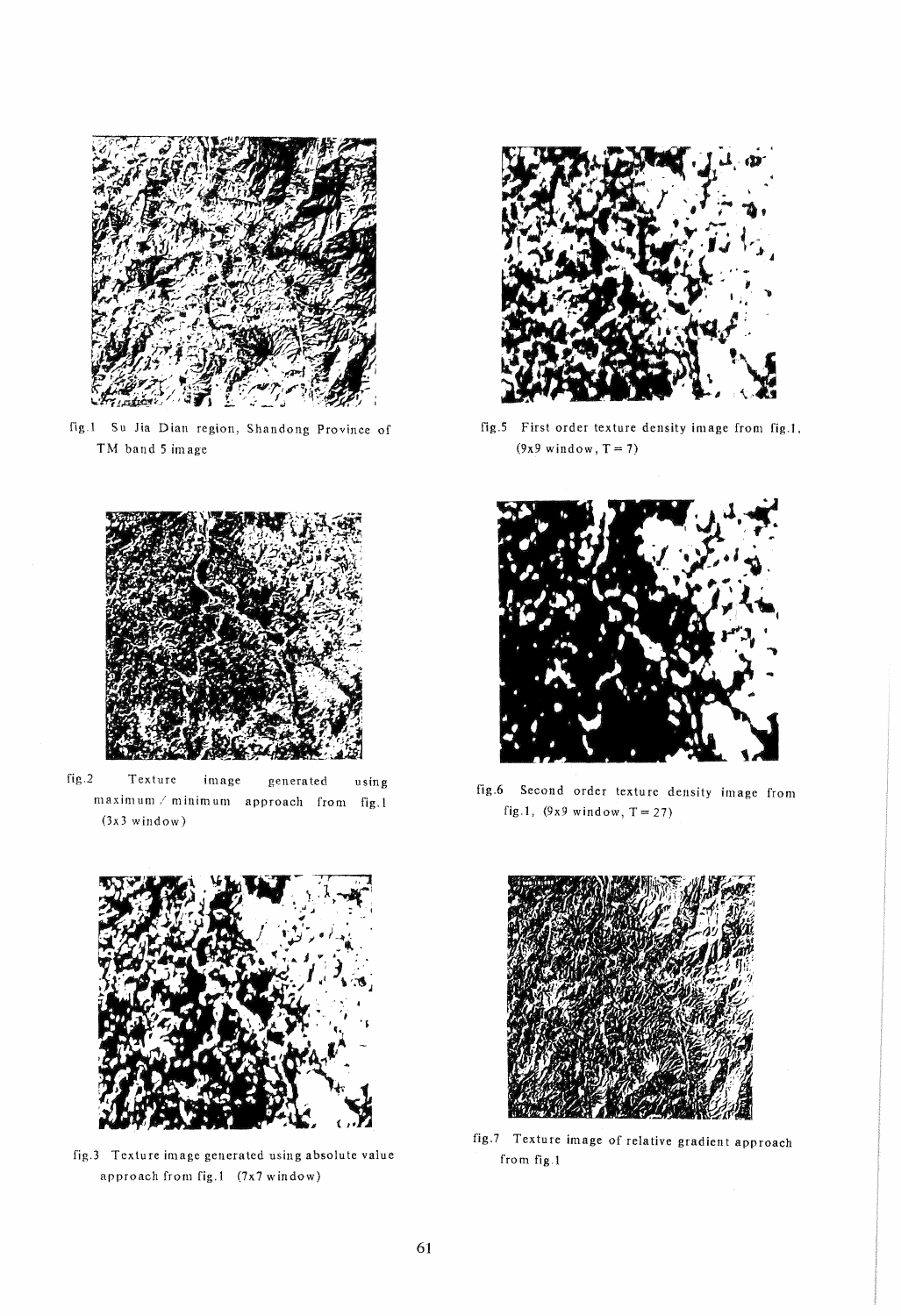fig.1 Su Jia Dian region, Shandong Province of TM band 5 image

fig.2 Texture image generated using maximum / minimum approach from fig.1 (3x3 window)

fig.3 Texture image generated using absolute value approach from fig.1 (7x7 window)

fig.5 First order texture density image from fig.1, (9x9 window, T = 7)

fig.6 Second order texture density image from fig.1, (9x9 window, T = 27)

fig.7 Texture image of relative gradient approach from fig.1